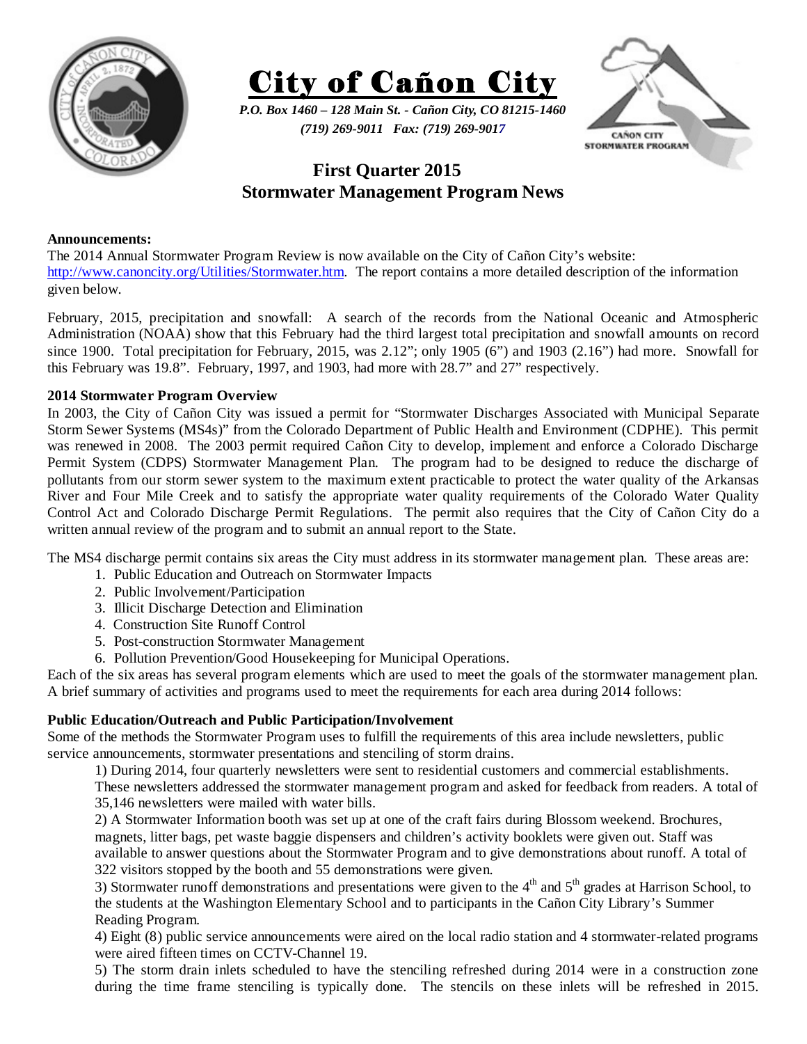# City of Cañon City

*P.O. Box 1460 – 128 Main St. - Cañon City, CO 81215-1460*
*(719) 269-9011 Fax: (719) 269-9017*

## First Quarter 2015
## Stormwater Management Program News

**Announcements:**
The 2014 Annual Stormwater Program Review is now available on the City of Cañon City's website: http://www.canoncity.org/Utilities/Stormwater.htm. The report contains a more detailed description of the information given below.

February, 2015, precipitation and snowfall: A search of the records from the National Oceanic and Atmospheric Administration (NOAA) show that this February had the third largest total precipitation and snowfall amounts on record since 1900. Total precipitation for February, 2015, was 2.12"; only 1905 (6") and 1903 (2.16") had more. Snowfall for this February was 19.8". February, 1997, and 1903, had more with 28.7" and 27" respectively.

**2014 Stormwater Program Overview**
In 2003, the City of Cañon City was issued a permit for "Stormwater Discharges Associated with Municipal Separate Storm Sewer Systems (MS4s)" from the Colorado Department of Public Health and Environment (CDPHE). This permit was renewed in 2008. The 2003 permit required Cañon City to develop, implement and enforce a Colorado Discharge Permit System (CDPS) Stormwater Management Plan. The program had to be designed to reduce the discharge of pollutants from our storm sewer system to the maximum extent practicable to protect the water quality of the Arkansas River and Four Mile Creek and to satisfy the appropriate water quality requirements of the Colorado Water Quality Control Act and Colorado Discharge Permit Regulations. The permit also requires that the City of Cañon City do a written annual review of the program and to submit an annual report to the State.

The MS4 discharge permit contains six areas the City must address in its stormwater management plan. These areas are:

1. Public Education and Outreach on Stormwater Impacts
2. Public Involvement/Participation
3. Illicit Discharge Detection and Elimination
4. Construction Site Runoff Control
5. Post-construction Stormwater Management
6. Pollution Prevention/Good Housekeeping for Municipal Operations.

Each of the six areas has several program elements which are used to meet the goals of the stormwater management plan. A brief summary of activities and programs used to meet the requirements for each area during 2014 follows:

**Public Education/Outreach and Public Participation/Involvement**
Some of the methods the Stormwater Program uses to fulfill the requirements of this area include newsletters, public service announcements, stormwater presentations and stenciling of storm drains.

1) During 2014, four quarterly newsletters were sent to residential customers and commercial establishments. These newsletters addressed the stormwater management program and asked for feedback from readers. A total of 35,146 newsletters were mailed with water bills.

2) A Stormwater Information booth was set up at one of the craft fairs during Blossom weekend. Brochures, magnets, litter bags, pet waste baggie dispensers and children's activity booklets were given out. Staff was available to answer questions about the Stormwater Program and to give demonstrations about runoff. A total of 322 visitors stopped by the booth and 55 demonstrations were given.

3) Stormwater runoff demonstrations and presentations were given to the 4th and 5th grades at Harrison School, to the students at the Washington Elementary School and to participants in the Cañon City Library's Summer Reading Program.

4) Eight (8) public service announcements were aired on the local radio station and 4 stormwater-related programs were aired fifteen times on CCTV-Channel 19.

5) The storm drain inlets scheduled to have the stenciling refreshed during 2014 were in a construction zone during the time frame stenciling is typically done. The stencils on these inlets will be refreshed in 2015.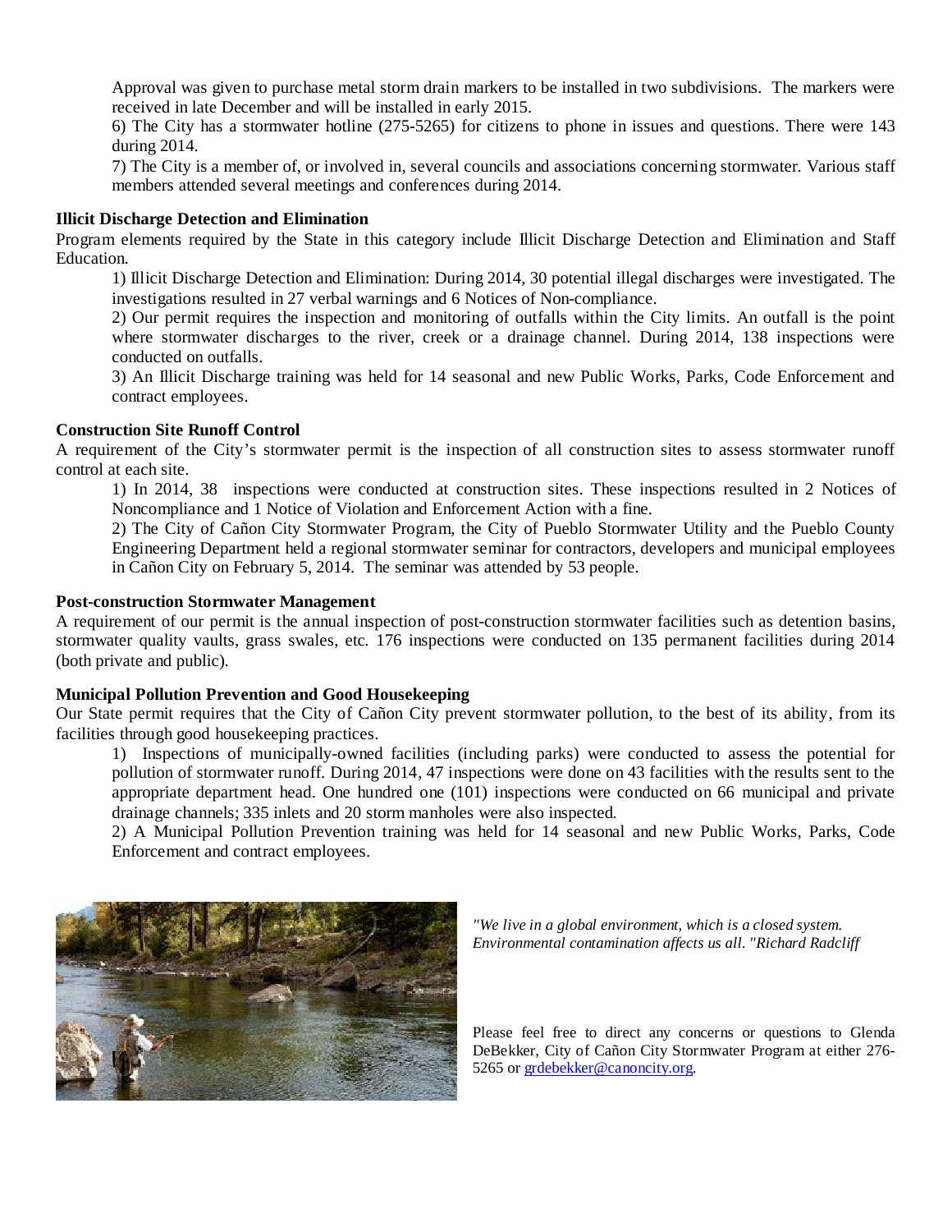Approval was given to purchase metal storm drain markers to be installed in two subdivisions. The markers were received in late December and will be installed in early 2015.

6) The City has a stormwater hotline (275-5265) for citizens to phone in issues and questions. There were 143 during 2014.

7) The City is a member of, or involved in, several councils and associations concerning stormwater. Various staff members attended several meetings and conferences during 2014.

**Illicit Discharge Detection and Elimination**

Program elements required by the State in this category include Illicit Discharge Detection and Elimination and Staff Education.

1) Illicit Discharge Detection and Elimination: During 2014, 30 potential illegal discharges were investigated. The investigations resulted in 27 verbal warnings and 6 Notices of Non-compliance.

2) Our permit requires the inspection and monitoring of outfalls within the City limits. An outfall is the point where stormwater discharges to the river, creek or a drainage channel. During 2014, 138 inspections were conducted on outfalls.

3) An Illicit Discharge training was held for 14 seasonal and new Public Works, Parks, Code Enforcement and contract employees.

**Construction Site Runoff Control**

A requirement of the City's stormwater permit is the inspection of all construction sites to assess stormwater runoff control at each site.

1) In 2014, 38 inspections were conducted at construction sites. These inspections resulted in 2 Notices of Noncompliance and 1 Notice of Violation and Enforcement Action with a fine.

2) The City of Cañon City Stormwater Program, the City of Pueblo Stormwater Utility and the Pueblo County Engineering Department held a regional stormwater seminar for contractors, developers and municipal employees in Cañon City on February 5, 2014. The seminar was attended by 53 people.

**Post-construction Stormwater Management**

A requirement of our permit is the annual inspection of post-construction stormwater facilities such as detention basins, stormwater quality vaults, grass swales, etc. 176 inspections were conducted on 135 permanent facilities during 2014 (both private and public).

**Municipal Pollution Prevention and Good Housekeeping**

Our State permit requires that the City of Cañon City prevent stormwater pollution, to the best of its ability, from its facilities through good housekeeping practices.

1) Inspections of municipally-owned facilities (including parks) were conducted to assess the potential for pollution of stormwater runoff. During 2014, 47 inspections were done on 43 facilities with the results sent to the appropriate department head. One hundred one (101) inspections were conducted on 66 municipal and private drainage channels; 335 inlets and 20 storm manholes were also inspected.

2) A Municipal Pollution Prevention training was held for 14 seasonal and new Public Works, Parks, Code Enforcement and contract employees.

*"We live in a global environment, which is a closed system. Environmental contamination affects us all. "Richard Radcliff*

Please feel free to direct any concerns or questions to Glenda DeBekker, City of Cañon City Stormwater Program at either 276-5265 or grdebekker@canoncity.org.